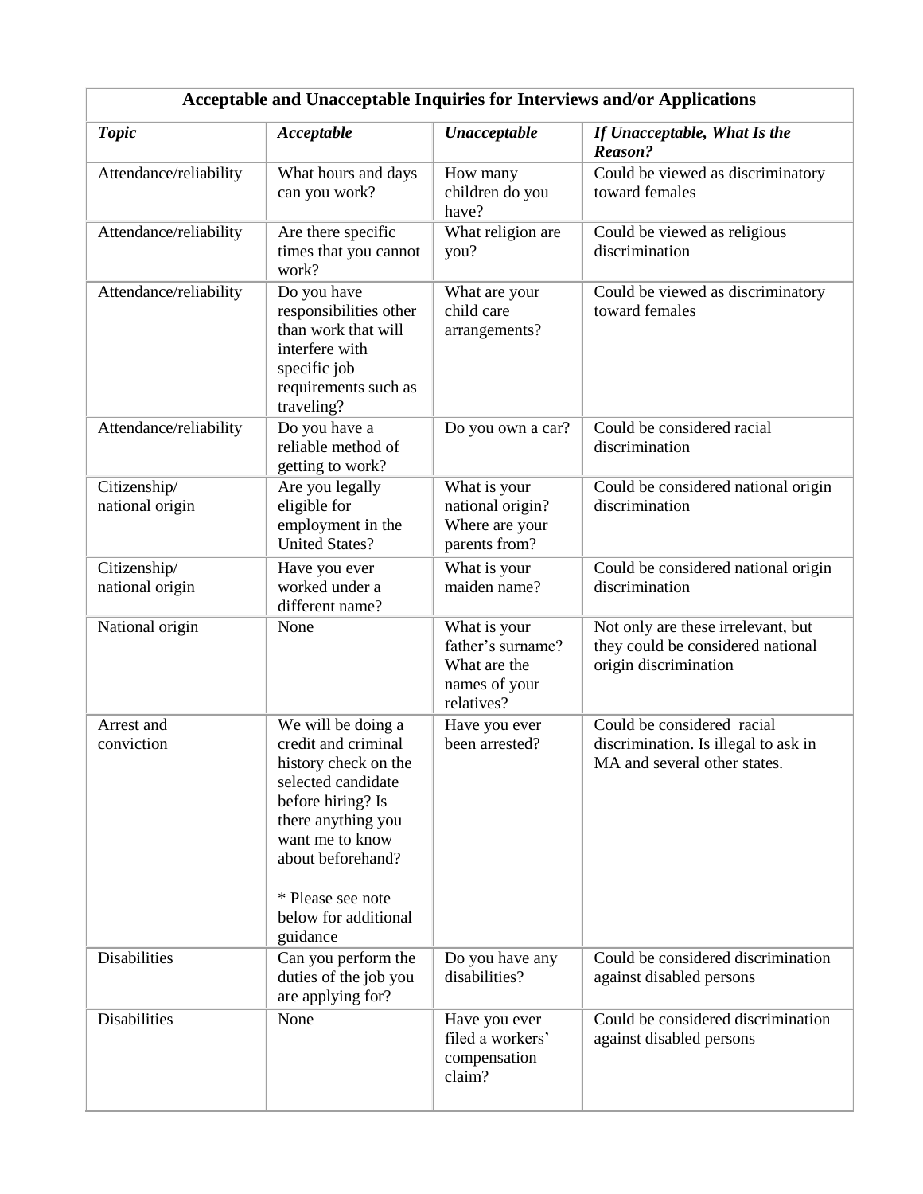| Acceptable and Unacceptable Inquiries for Interviews and/or Applications | | | |
|---|---|---|---|
| ***Topic*** | ***Acceptable*** | ***Unacceptable*** | ***If Unacceptable, What Is the Reason?*** |
| Attendance/reliability | What hours and days can you work? | How many children do you have? | Could be viewed as discriminatory toward females |
| Attendance/reliability | Are there specific times that you cannot work? | What religion are you? | Could be viewed as religious discrimination |
| Attendance/reliability | Do you have responsibilities other than work that will interfere with specific job requirements such as traveling? | What are your child care arrangements? | Could be viewed as discriminatory toward females |
| Attendance/reliability | Do you have a reliable method of getting to work? | Do you own a car? | Could be considered racial discrimination |
| Citizenship/ national origin | Are you legally eligible for employment in the United States? | What is your national origin? Where are your parents from? | Could be considered national origin discrimination |
| Citizenship/ national origin | Have you ever worked under a different name? | What is your maiden name? | Could be considered national origin discrimination |
| National origin | None | What is your father's surname? What are the names of your relatives? | Not only are these irrelevant, but they could be considered national origin discrimination |
| Arrest and conviction | We will be doing a credit and criminal history check on the selected candidate before hiring? Is there anything you want me to know about beforehand? * Please see note below for additional guidance | Have you ever been arrested? | Could be considered racial discrimination. Is illegal to ask in MA and several other states. |
| Disabilities | Can you perform the duties of the job you are applying for? | Do you have any disabilities? | Could be considered discrimination against disabled persons |
| Disabilities | None | Have you ever filed a workers' compensation claim? | Could be considered discrimination against disabled persons |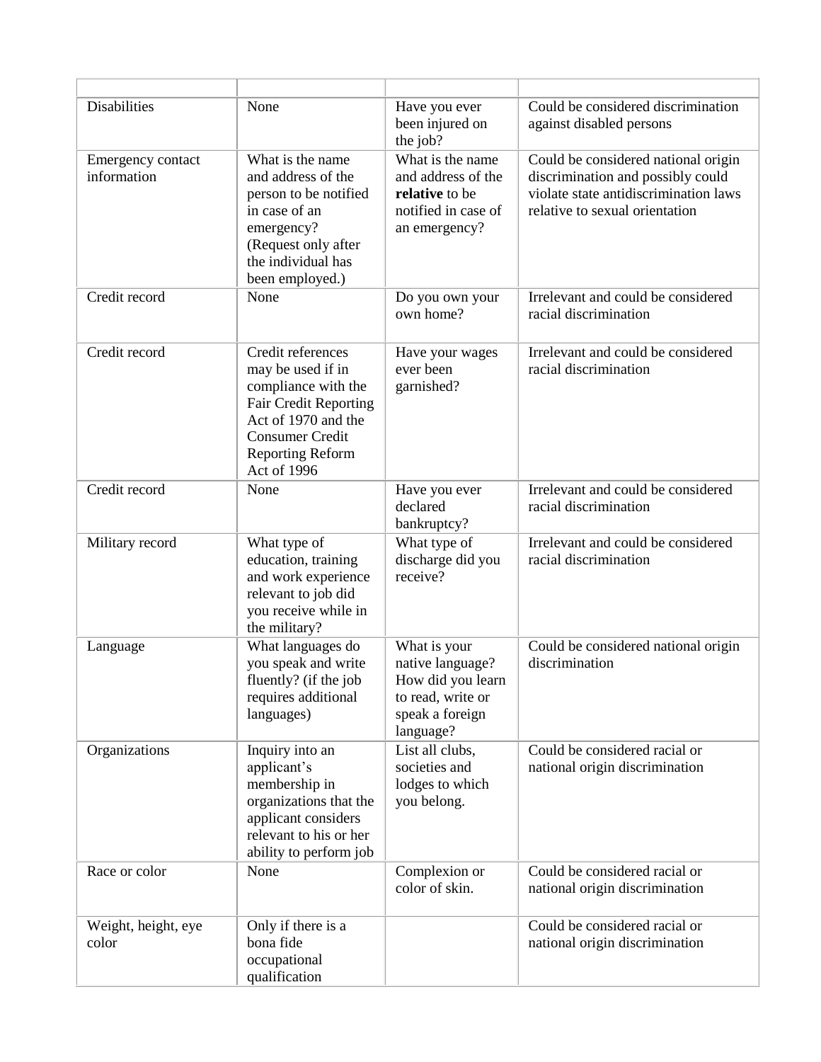| | | | |
|---|---|---|---|
| Disabilities | None | Have you ever been injured on the job? | Could be considered discrimination against disabled persons |
| Emergency contact information | What is the name and address of the person to be notified in case of an emergency? (Request only after the individual has been employed.) | What is the name and address of the **relative** to be notified in case of an emergency? | Could be considered national origin discrimination and possibly could violate state antidiscrimination laws relative to sexual orientation |
| Credit record | None | Do you own your own home? | Irrelevant and could be considered racial discrimination |
| Credit record | Credit references may be used if in compliance with the Fair Credit Reporting Act of 1970 and the Consumer Credit Reporting Reform Act of 1996 | Have your wages ever been garnished? | Irrelevant and could be considered racial discrimination |
| Credit record | None | Have you ever declared bankruptcy? | Irrelevant and could be considered racial discrimination |
| Military record | What type of education, training and work experience relevant to job did you receive while in the military? | What type of discharge did you receive? | Irrelevant and could be considered racial discrimination |
| Language | What languages do you speak and write fluently? (if the job requires additional languages) | What is your native language? How did you learn to read, write or speak a foreign language? | Could be considered national origin discrimination |
| Organizations | Inquiry into an applicant's membership in organizations that the applicant considers relevant to his or her ability to perform job | List all clubs, societies and lodges to which you belong. | Could be considered racial or national origin discrimination |
| Race or color | None | Complexion or color of skin. | Could be considered racial or national origin discrimination |
| Weight, height, eye color | Only if there is a bona fide occupational qualification | | Could be considered racial or national origin discrimination |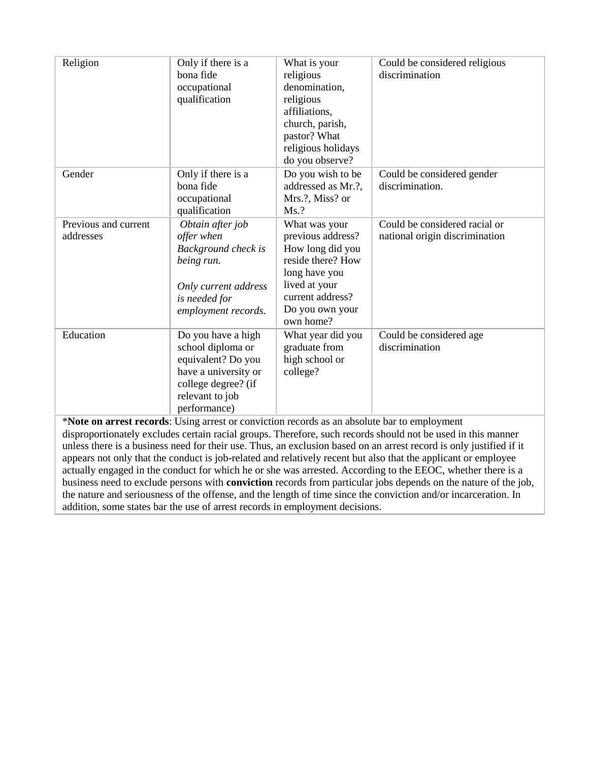| | | | |
|---|---|---|---|
| Religion | Only if there is a bona fide occupational qualification | What is your religious denomination, religious affiliations, church, parish, pastor? What religious holidays do you observe? | Could be considered religious discrimination |
| Gender | Only if there is a bona fide occupational qualification | Do you wish to be addressed as Mr.?, Mrs.?, Miss? or Ms.? | Could be considered gender discrimination. |
| Previous and current addresses | *Obtain after job offer when Background check is being run.*<br><br>*Only current address is needed for employment records.* | What was your previous address? How long did you reside there? How long have you lived at your current address? Do you own your own home? | Could be considered racial or national origin discrimination |
| Education | Do you have a high school diploma or equivalent? Do you have a university or college degree? (if relevant to job performance) | What year did you graduate from high school or college? | Could be considered age discrimination |

*__Note on arrest records__: Using arrest or conviction records as an absolute bar to employment disproportionately excludes certain racial groups. Therefore, such records should not be used in this manner unless there is a business need for their use. Thus, an exclusion based on an arrest record is only justified if it appears not only that the conduct is job-related and relatively recent but also that the applicant or employee actually engaged in the conduct for which he or she was arrested. According to the EEOC, whether there is a business need to exclude persons with **conviction** records from particular jobs depends on the nature of the job, the nature and seriousness of the offense, and the length of time since the conviction and/or incarceration. In addition, some states bar the use of arrest records in employment decisions.